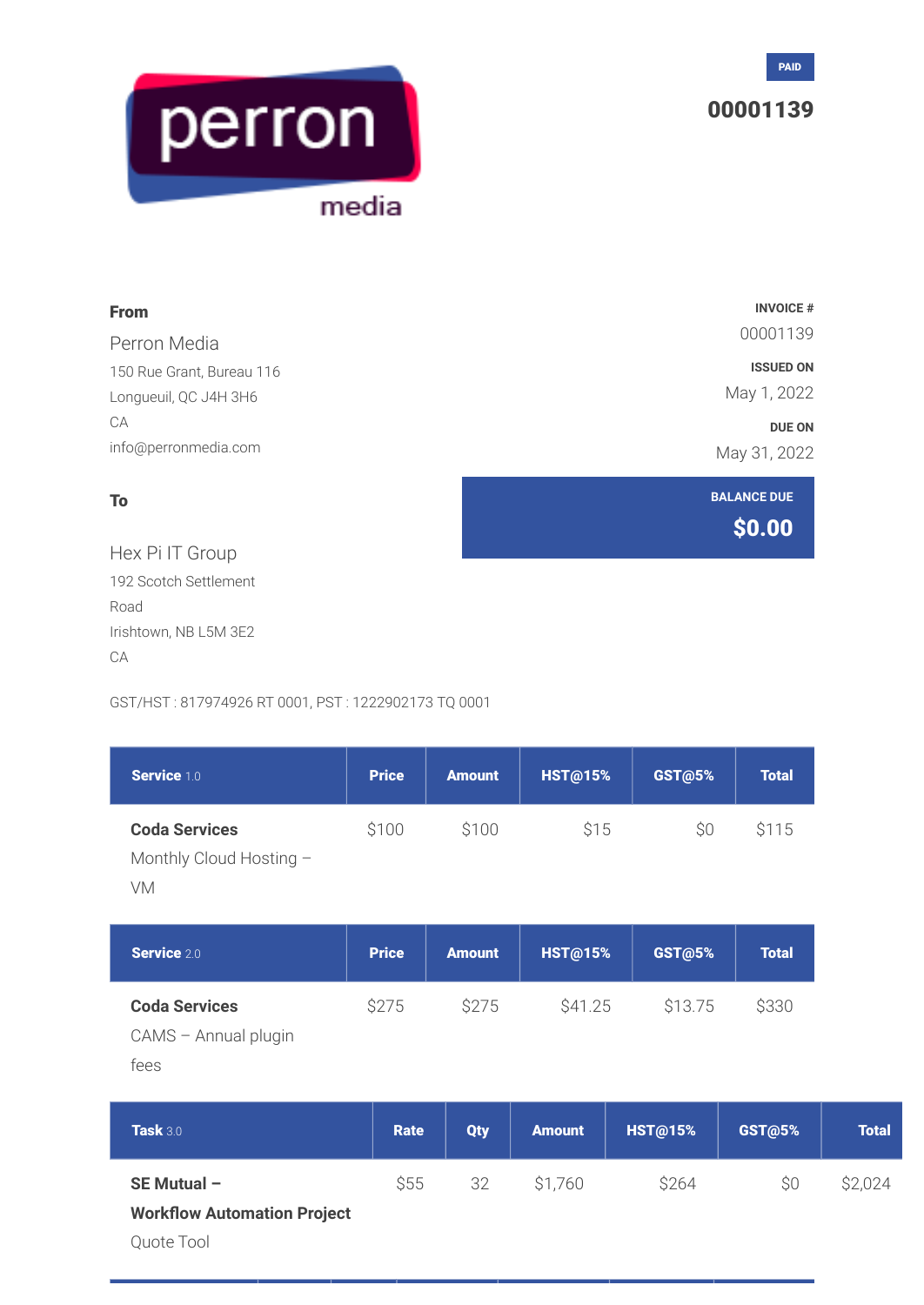PAID

**00001139**

**From**

Perron Media
150 Rue Grant, Bureau 116
Longueuil, QC J4H 3H6
CA
info@perronmedia.com

**INVOICE #**
00001139

**ISSUED ON**
May 1, 2022

**DUE ON**
May 31, 2022

**To**

Hex Pi IT Group
192 Scotch Settlement Road
Irishtown, NB L5M 3E2
CA

**BALANCE DUE**
**$0.00**

GST/HST : 817974926 RT 0001, PST : 1222902173 TQ 0001

| Service 1.0 | Price | Amount | HST@15% | GST@5% | Total |
|---|---|---|---|---|---|
| **Coda Services** Monthly Cloud Hosting – VM | $100 | $100 | $15 | $0 | $115 |

| Service 2.0 | Price | Amount | HST@15% | GST@5% | Total |
|---|---|---|---|---|---|
| **Coda Services** CAMS – Annual plugin fees | $275 | $275 | $41.25 | $13.75 | $330 |

| Task 3.0 | Rate | Qty | Amount | HST@15% | GST@5% | Total |
|---|---|---|---|---|---|---|
| **SE Mutual – Workflow Automation Project** Quote Tool | $55 | 32 | $1,760 | $264 | $0 | $2,024 |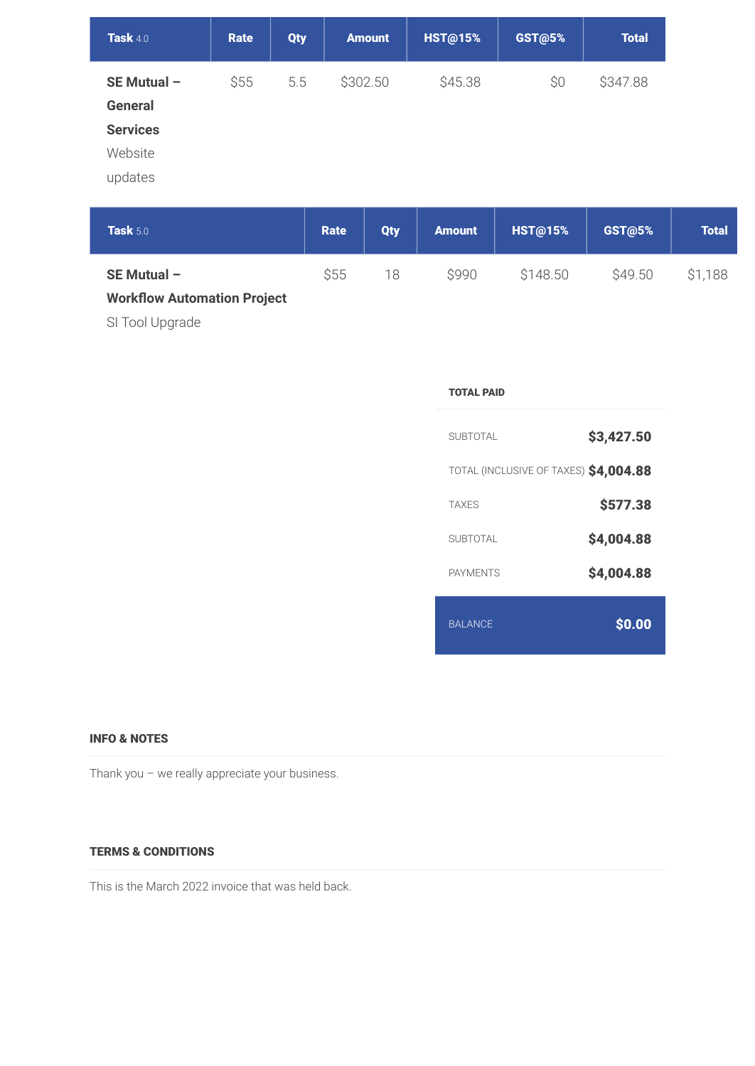| Task 4.0 | Rate | Qty | Amount | HST@15% | GST@5% | Total |
|---|---|---|---|---|---|---|
| **SE Mutual – General Services** Website updates | $55 | 5.5 | $302.50 | $45.38 | $0 | $347.88 |

| Task 5.0 | Rate | Qty | Amount | HST@15% | GST@5% | Total |
|---|---|---|---|---|---|---|
| **SE Mutual – Workflow Automation Project** SI Tool Upgrade | $55 | 18 | $990 | $148.50 | $49.50 | $1,188 |

**TOTAL PAID**

| | |
|---|---|
| SUBTOTAL | **$3,427.50** |
| TOTAL (INCLUSIVE OF TAXES) | **$4,004.88** |
| TAXES | **$577.38** |
| SUBTOTAL | **$4,004.88** |
| PAYMENTS | **$4,004.88** |
| BALANCE | **$0.00** |

**INFO & NOTES**

Thank you – we really appreciate your business.

**TERMS & CONDITIONS**

This is the March 2022 invoice that was held back.